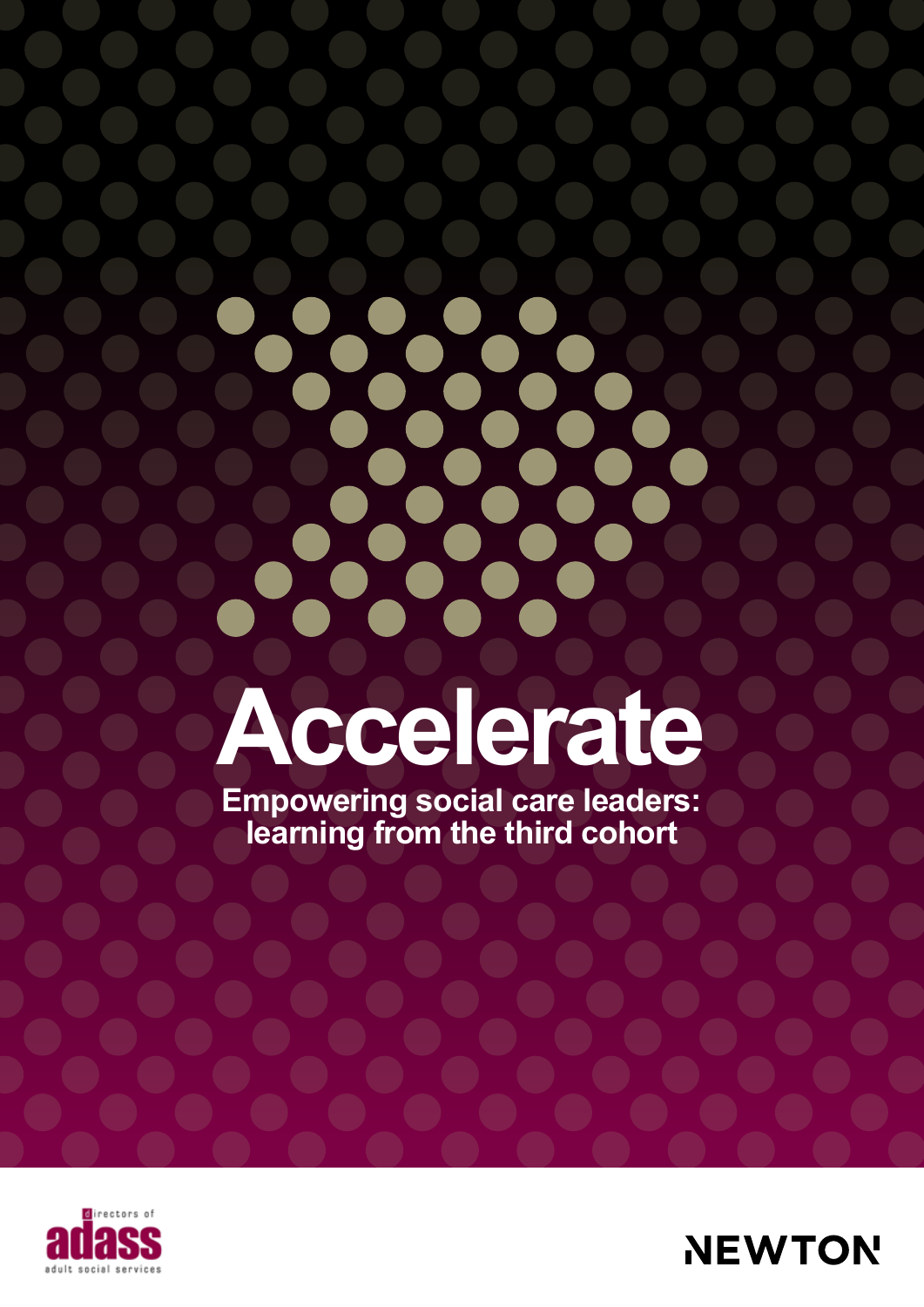# Accelerate

**Empowering social care leaders: learning from the third cohort**

directors of adass adult social services

NEWTON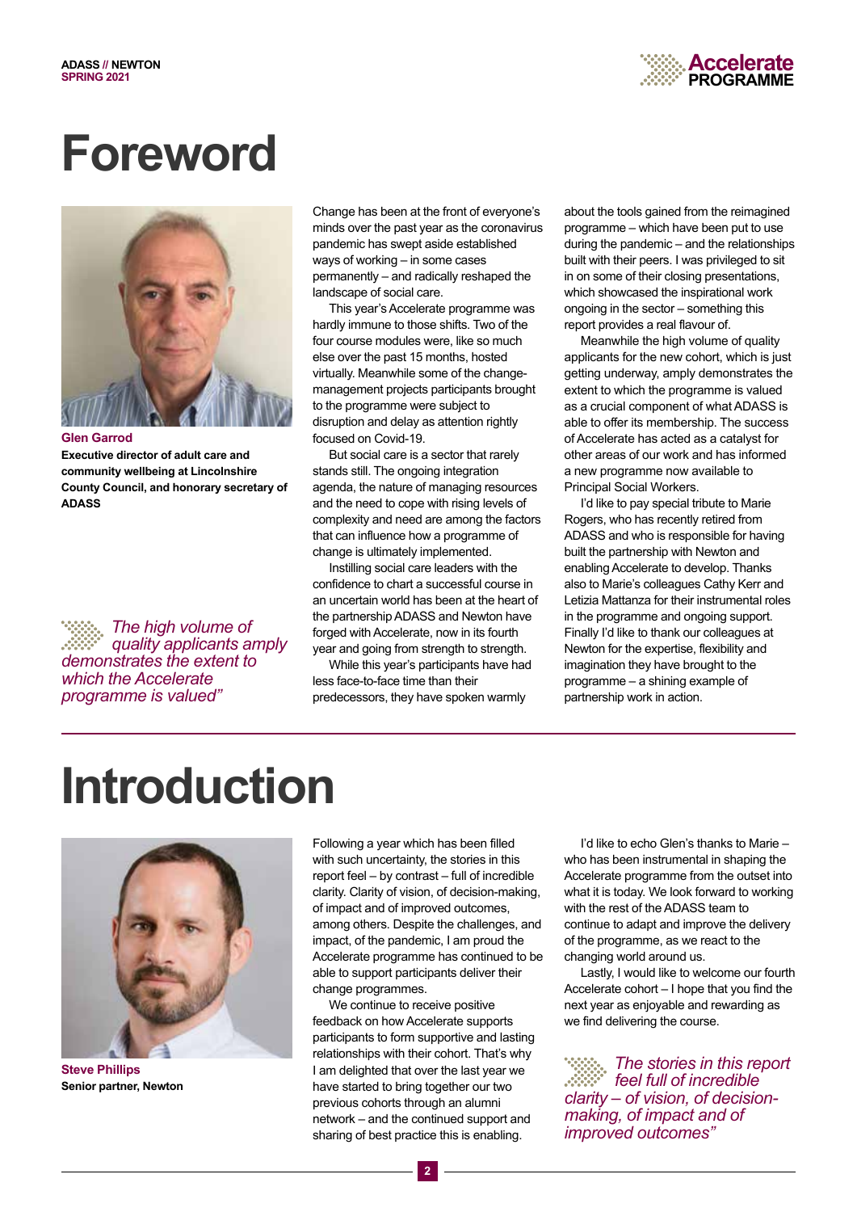# Foreword

**Glen Garrod**

**Executive director of adult care and community wellbeing at Lincolnshire County Council, and honorary secretary of ADASS**

*The high volume of quality applicants amply demonstrates the extent to which the Accelerate programme is valued"*

Change has been at the front of everyone's minds over the past year as the coronavirus pandemic has swept aside established ways of working – in some cases permanently – and radically reshaped the landscape of social care.

This year's Accelerate programme was hardly immune to those shifts. Two of the four course modules were, like so much else over the past 15 months, hosted virtually. Meanwhile some of the change-management projects participants brought to the programme were subject to disruption and delay as attention rightly focused on Covid-19.

But social care is a sector that rarely stands still. The ongoing integration agenda, the nature of managing resources and the need to cope with rising levels of complexity and need are among the factors that can influence how a programme of change is ultimately implemented.

Instilling social care leaders with the confidence to chart a successful course in an uncertain world has been at the heart of the partnership ADASS and Newton have forged with Accelerate, now in its fourth year and going from strength to strength.

While this year's participants have had less face-to-face time than their predecessors, they have spoken warmly about the tools gained from the reimagined programme – which have been put to use during the pandemic – and the relationships built with their peers. I was privileged to sit in on some of their closing presentations, which showcased the inspirational work ongoing in the sector – something this report provides a real flavour of.

Meanwhile the high volume of quality applicants for the new cohort, which is just getting underway, amply demonstrates the extent to which the programme is valued as a crucial component of what ADASS is able to offer its membership. The success of Accelerate has acted as a catalyst for other areas of our work and has informed a new programme now available to Principal Social Workers.

I'd like to pay special tribute to Marie Rogers, who has recently retired from ADASS and who is responsible for having built the partnership with Newton and enabling Accelerate to develop. Thanks also to Marie's colleagues Cathy Kerr and Letizia Mattanza for their instrumental roles in the programme and ongoing support. Finally I'd like to thank our colleagues at Newton for the expertise, flexibility and imagination they have brought to the programme – a shining example of partnership work in action.

# Introduction

**Steve Phillips**

**Senior partner, Newton**

Following a year which has been filled with such uncertainty, the stories in this report feel – by contrast – full of incredible clarity. Clarity of vision, of decision-making, of impact and of improved outcomes, among others. Despite the challenges, and impact, of the pandemic, I am proud the Accelerate programme has continued to be able to support participants deliver their change programmes.

We continue to receive positive feedback on how Accelerate supports participants to form supportive and lasting relationships with their cohort. That's why I am delighted that over the last year we have started to bring together our two previous cohorts through an alumni network – and the continued support and sharing of best practice this is enabling.

I'd like to echo Glen's thanks to Marie – who has been instrumental in shaping the Accelerate programme from the outset into what it is today. We look forward to working with the rest of the ADASS team to continue to adapt and improve the delivery of the programme, as we react to the changing world around us.

Lastly, I would like to welcome our fourth Accelerate cohort – I hope that you find the next year as enjoyable and rewarding as we find delivering the course.

*The stories in this report feel full of incredible clarity – of vision, of decision-making, of impact and of improved outcomes"*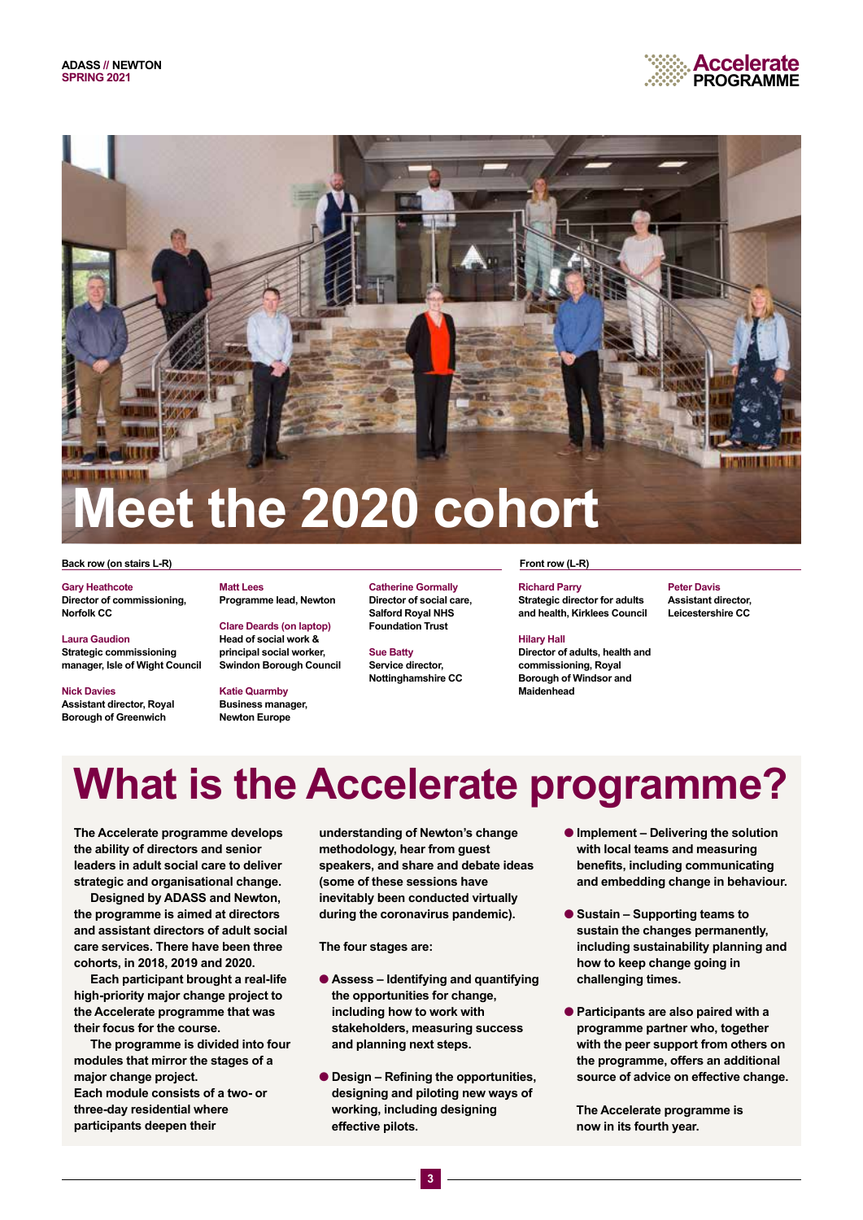# Meet the 2020 cohort

**Back row (on stairs L-R)**

**Gary Heathcote**
Director of commissioning, Norfolk CC

**Laura Gaudion**
Strategic commissioning manager, Isle of Wight Council

**Nick Davies**
Assistant director, Royal Borough of Greenwich

**Matt Lees**
Programme lead, Newton

**Clare Deards (on laptop)**
Head of social work & principal social worker, Swindon Borough Council

**Katie Quarmby**
Business manager, Newton Europe

**Catherine Gormally**
Director of social care, Salford Royal NHS Foundation Trust

**Sue Batty**
Service director, Nottinghamshire CC

**Front row (L-R)**

**Richard Parry**
Strategic director for adults and health, Kirklees Council

**Hilary Hall**
Director of adults, health and commissioning, Royal Borough of Windsor and Maidenhead

**Peter Davis**
Assistant director, Leicestershire CC

# What is the Accelerate programme?

**The Accelerate programme develops the ability of directors and senior leaders in adult social care to deliver strategic and organisational change.**

**Designed by ADASS and Newton, the programme is aimed at directors and assistant directors of adult social care services. There have been three cohorts, in 2018, 2019 and 2020.**

**Each participant brought a real-life high-priority major change project to the Accelerate programme that was their focus for the course.**

**The programme is divided into four modules that mirror the stages of a major change project. Each module consists of a two- or three-day residential where participants deepen their understanding of Newton's change methodology, hear from guest speakers, and share and debate ideas (some of these sessions have inevitably been conducted virtually during the coronavirus pandemic).**

**The four stages are:**

- **Assess – Identifying and quantifying the opportunities for change, including how to work with stakeholders, measuring success and planning next steps.**
- **Design – Refining the opportunities, designing and piloting new ways of working, including designing effective pilots.**
- **Implement – Delivering the solution with local teams and measuring benefits, including communicating and embedding change in behaviour.**
- **Sustain – Supporting teams to sustain the changes permanently, including sustainability planning and how to keep change going in challenging times.**
- **Participants are also paired with a programme partner who, together with the peer support from others on the programme, offers an additional source of advice on effective change.**

**The Accelerate programme is now in its fourth year.**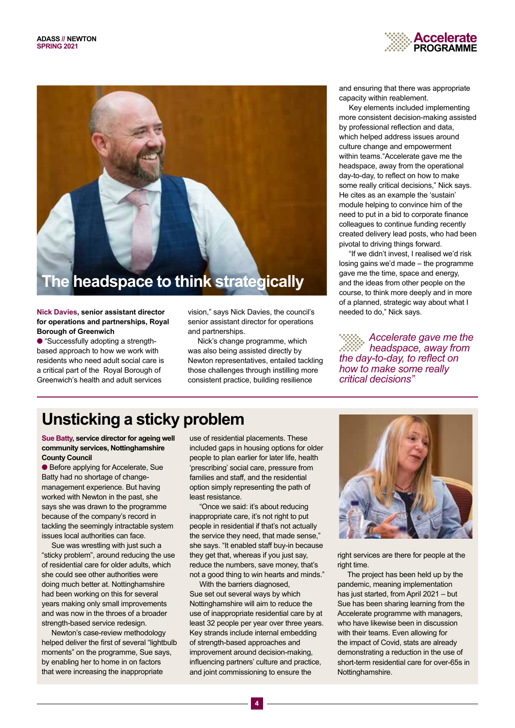## The headspace to think strategically

**Nick Davies, senior assistant director for operations and partnerships, Royal Borough of Greenwich**

● "Successfully adopting a strength-based approach to how we work with residents who need adult social care is a critical part of the Royal Borough of Greenwich's health and adult services vision," says Nick Davies, the council's senior assistant director for operations and partnerships.

Nick's change programme, which was also being assisted directly by Newton representatives, entailed tackling those challenges through instilling more consistent practice, building resilience and ensuring that there was appropriate capacity within reablement.

Key elements included implementing more consistent decision-making assisted by professional reflection and data, which helped address issues around culture change and empowerment within teams."Accelerate gave me the headspace, away from the operational day-to-day, to reflect on how to make some really critical decisions," Nick says. He cites as an example the 'sustain' module helping to convince him of the need to put in a bid to corporate finance colleagues to continue funding recently created delivery lead posts, who had been pivotal to driving things forward.

"If we didn't invest, I realised we'd risk losing gains we'd made – the programme gave me the time, space and energy, and the ideas from other people on the course, to think more deeply and in more of a planned, strategic way about what I needed to do," Nick says.

*Accelerate gave me the headspace, away from the day-to-day, to reflect on how to make some really critical decisions"*

## Unsticking a sticky problem

**Sue Batty, service director for ageing well community services, Nottinghamshire County Council**

● Before applying for Accelerate, Sue Batty had no shortage of change-management experience. But having worked with Newton in the past, she says she was drawn to the programme because of the company's record in tackling the seemingly intractable system issues local authorities can face.

Sue was wrestling with just such a "sticky problem", around reducing the use of residential care for older adults, which she could see other authorities were doing much better at. Nottinghamshire had been working on this for several years making only small improvements and was now in the throes of a broader strength-based service redesign.

Newton's case-review methodology helped deliver the first of several "lightbulb moments" on the programme, Sue says, by enabling her to home in on factors that were increasing the inappropriate use of residential placements. These included gaps in housing options for older people to plan earlier for later life, health 'prescribing' social care, pressure from families and staff, and the residential option simply representing the path of least resistance.

"Once we said: it's about reducing inappropriate care, it's not right to put people in residential if that's not actually the service they need, that made sense," she says. "It enabled staff buy-in because they get that, whereas if you just say, reduce the numbers, save money, that's not a good thing to win hearts and minds."

With the barriers diagnosed, Sue set out several ways by which Nottinghamshire will aim to reduce the use of inappropriate residential care by at least 32 people per year over three years. Key strands include internal embedding of strength-based approaches and improvement around decision-making, influencing partners' culture and practice, and joint commissioning to ensure the right services are there for people at the right time.

The project has been held up by the pandemic, meaning implementation has just started, from April 2021 – but Sue has been sharing learning from the Accelerate programme with managers, who have likewise been in discussion with their teams. Even allowing for the impact of Covid, stats are already demonstrating a reduction in the use of short-term residential care for over-65s in Nottinghamshire.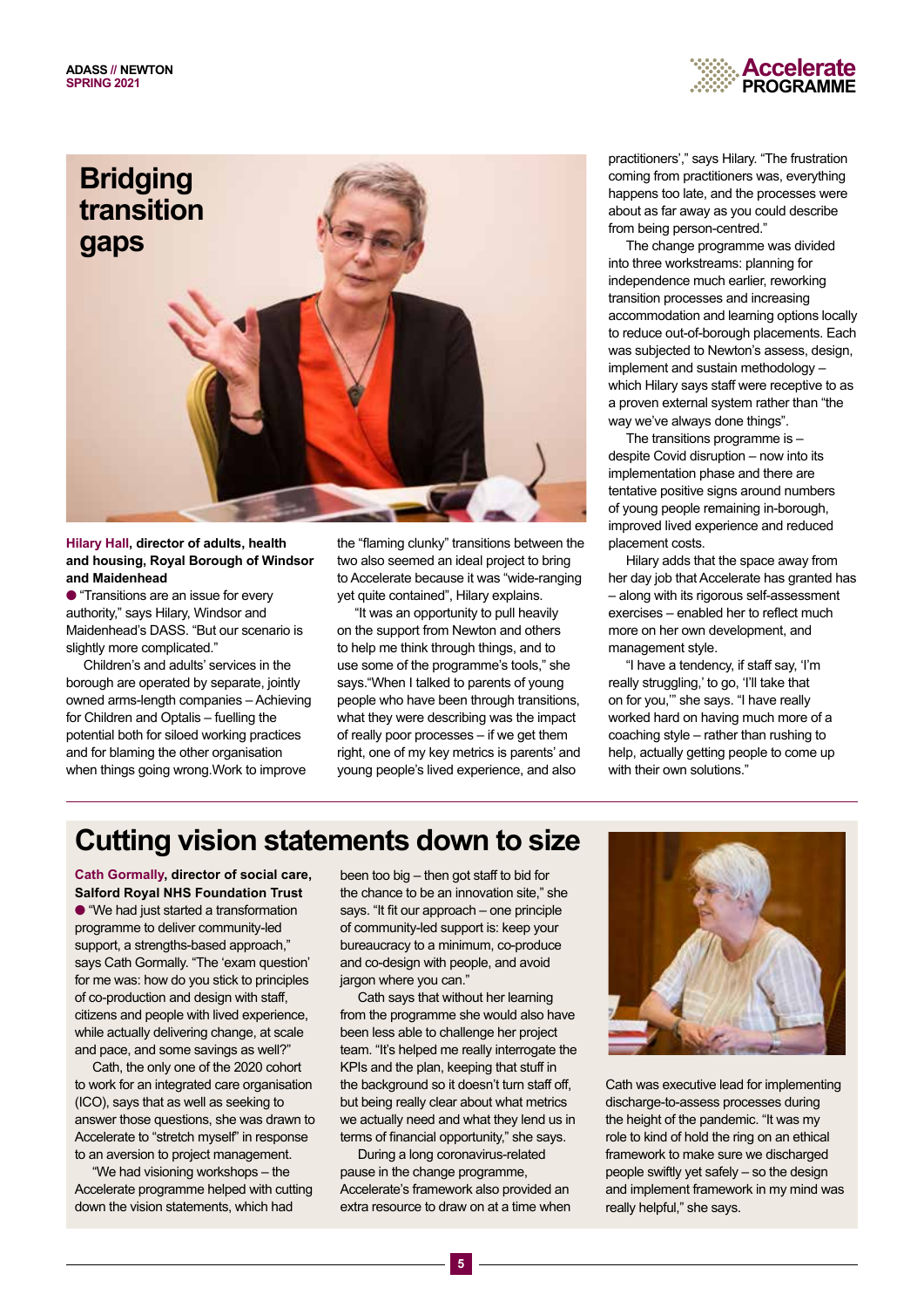# Bridging transition gaps

**Hilary Hall, director of adults, health and housing, Royal Borough of Windsor and Maidenhead**

● "Transitions are an issue for every authority," says Hilary, Windsor and Maidenhead's DASS. "But our scenario is slightly more complicated."

Children's and adults' services in the borough are operated by separate, jointly owned arms-length companies – Achieving for Children and Optalis – fuelling the potential both for siloed working practices and for blaming the other organisation when things going wrong.Work to improve the "flaming clunky" transitions between the two also seemed an ideal project to bring to Accelerate because it was "wide-ranging yet quite contained", Hilary explains.

"It was an opportunity to pull heavily on the support from Newton and others to help me think through things, and to use some of the programme's tools," she says."When I talked to parents of young people who have been through transitions, what they were describing was the impact of really poor processes – if we get them right, one of my key metrics is parents' and young people's lived experience, and also practitioners'," says Hilary. "The frustration coming from practitioners was, everything happens too late, and the processes were about as far away as you could describe from being person-centred."

The change programme was divided into three workstreams: planning for independence much earlier, reworking transition processes and increasing accommodation and learning options locally to reduce out-of-borough placements. Each was subjected to Newton's assess, design, implement and sustain methodology – which Hilary says staff were receptive to as a proven external system rather than "the way we've always done things".

The transitions programme is – despite Covid disruption – now into its implementation phase and there are tentative positive signs around numbers of young people remaining in-borough, improved lived experience and reduced placement costs.

Hilary adds that the space away from her day job that Accelerate has granted has – along with its rigorous self-assessment exercises – enabled her to reflect much more on her own development, and management style.

"I have a tendency, if staff say, 'I'm really struggling,' to go, 'I'll take that on for you,'" she says. "I have really worked hard on having much more of a coaching style – rather than rushing to help, actually getting people to come up with their own solutions."

# Cutting vision statements down to size

**Cath Gormally, director of social care, Salford Royal NHS Foundation Trust**

● "We had just started a transformation programme to deliver community-led support, a strengths-based approach," says Cath Gormally. "The 'exam question' for me was: how do you stick to principles of co-production and design with staff, citizens and people with lived experience, while actually delivering change, at scale and pace, and some savings as well?"

Cath, the only one of the 2020 cohort to work for an integrated care organisation (ICO), says that as well as seeking to answer those questions, she was drawn to Accelerate to "stretch myself" in response to an aversion to project management.

"We had visioning workshops – the Accelerate programme helped with cutting down the vision statements, which had been too big – then got staff to bid for the chance to be an innovation site," she says. "It fit our approach – one principle of community-led support is: keep your bureaucracy to a minimum, co-produce and co-design with people, and avoid jargon where you can."

Cath says that without her learning from the programme she would also have been less able to challenge her project team. "It's helped me really interrogate the KPIs and the plan, keeping that stuff in the background so it doesn't turn staff off, but being really clear about what metrics we actually need and what they lend us in terms of financial opportunity," she says.

During a long coronavirus-related pause in the change programme, Accelerate's framework also provided an extra resource to draw on at a time when Cath was executive lead for implementing discharge-to-assess processes during the height of the pandemic. "It was my role to kind of hold the ring on an ethical framework to make sure we discharged people swiftly yet safely – so the design and implement framework in my mind was really helpful," she says.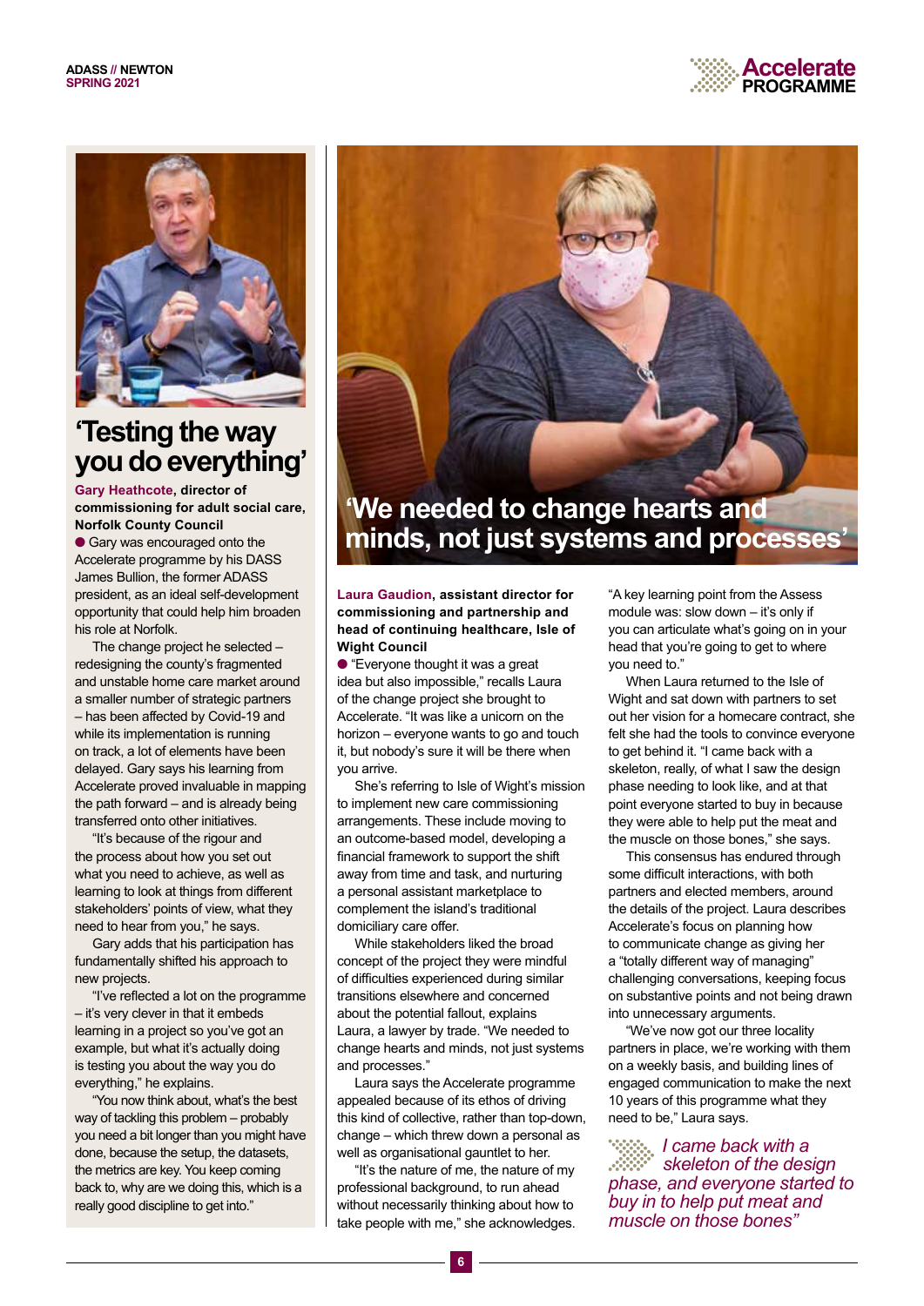# 'Testing the way you do everything'

**Gary Heathcote, director of commissioning for adult social care, Norfolk County Council**

● Gary was encouraged onto the Accelerate programme by his DASS James Bullion, the former ADASS president, as an ideal self-development opportunity that could help him broaden his role at Norfolk.

The change project he selected – redesigning the county's fragmented and unstable home care market around a smaller number of strategic partners – has been affected by Covid-19 and while its implementation is running on track, a lot of elements have been delayed. Gary says his learning from Accelerate proved invaluable in mapping the path forward – and is already being transferred onto other initiatives.

"It's because of the rigour and the process about how you set out what you need to achieve, as well as learning to look at things from different stakeholders' points of view, what they need to hear from you," he says.

Gary adds that his participation has fundamentally shifted his approach to new projects.

"I've reflected a lot on the programme – it's very clever in that it embeds learning in a project so you've got an example, but what it's actually doing is testing you about the way you do everything," he explains.

"You now think about, what's the best way of tackling this problem – probably you need a bit longer than you might have done, because the setup, the datasets, the metrics are key. You keep coming back to, why are we doing this, which is a really good discipline to get into."

# 'We needed to change hearts and minds, not just systems and processes'

**Laura Gaudion, assistant director for commissioning and partnership and head of continuing healthcare, Isle of Wight Council**

● "Everyone thought it was a great idea but also impossible," recalls Laura of the change project she brought to Accelerate. "It was like a unicorn on the horizon – everyone wants to go and touch it, but nobody's sure it will be there when you arrive.

She's referring to Isle of Wight's mission to implement new care commissioning arrangements. These include moving to an outcome-based model, developing a financial framework to support the shift away from time and task, and nurturing a personal assistant marketplace to complement the island's traditional domiciliary care offer.

While stakeholders liked the broad concept of the project they were mindful of difficulties experienced during similar transitions elsewhere and concerned about the potential fallout, explains Laura, a lawyer by trade. "We needed to change hearts and minds, not just systems and processes."

Laura says the Accelerate programme appealed because of its ethos of driving this kind of collective, rather than top-down, change – which threw down a personal as well as organisational gauntlet to her.

"It's the nature of me, the nature of my professional background, to run ahead without necessarily thinking about how to take people with me," she acknowledges.

"A key learning point from the Assess module was: slow down – it's only if you can articulate what's going on in your head that you're going to get to where you need to."

When Laura returned to the Isle of Wight and sat down with partners to set out her vision for a homecare contract, she felt she had the tools to convince everyone to get behind it. "I came back with a skeleton, really, of what I saw the design phase needing to look like, and at that point everyone started to buy in because they were able to help put the meat and the muscle on those bones," she says.

This consensus has endured through some difficult interactions, with both partners and elected members, around the details of the project. Laura describes Accelerate's focus on planning how to communicate change as giving her a "totally different way of managing" challenging conversations, keeping focus on substantive points and not being drawn into unnecessary arguments.

"We've now got our three locality partners in place, we're working with them on a weekly basis, and building lines of engaged communication to make the next 10 years of this programme what they need to be," Laura says.

> *I came back with a skeleton of the design phase, and everyone started to buy in to help put meat and muscle on those bones"*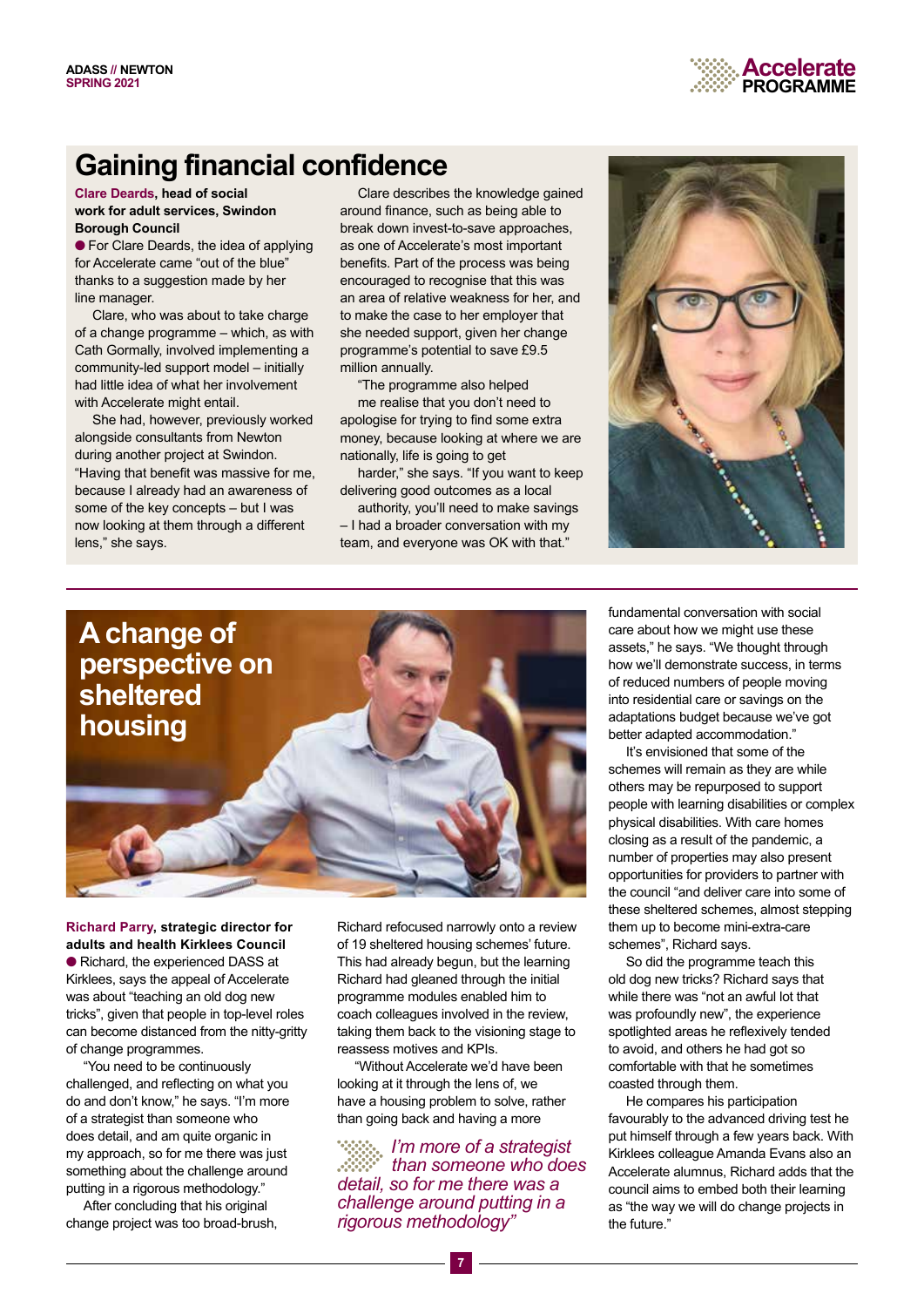# Gaining financial confidence

**Clare Deards, head of social work for adult services, Swindon Borough Council**

● For Clare Deards, the idea of applying for Accelerate came "out of the blue" thanks to a suggestion made by her line manager.

Clare, who was about to take charge of a change programme – which, as with Cath Gormally, involved implementing a community-led support model – initially had little idea of what her involvement with Accelerate might entail.

She had, however, previously worked alongside consultants from Newton during another project at Swindon. "Having that benefit was massive for me, because I already had an awareness of some of the key concepts – but I was now looking at them through a different lens," she says.

Clare describes the knowledge gained around finance, such as being able to break down invest-to-save approaches, as one of Accelerate's most important benefits. Part of the process was being encouraged to recognise that this was an area of relative weakness for her, and to make the case to her employer that she needed support, given her change programme's potential to save £9.5 million annually.

"The programme also helped me realise that you don't need to apologise for trying to find some extra money, because looking at where we are nationally, life is going to get harder," she says. "If you want to keep delivering good outcomes as a local authority, you'll need to make savings – I had a broader conversation with my team, and everyone was OK with that."

# A change of perspective on sheltered housing

**Richard Parry, strategic director for adults and health Kirklees Council**

● Richard, the experienced DASS at Kirklees, says the appeal of Accelerate was about "teaching an old dog new tricks", given that people in top-level roles can become distanced from the nitty-gritty of change programmes.

"You need to be continuously challenged, and reflecting on what you do and don't know," he says. "I'm more of a strategist than someone who does detail, and am quite organic in my approach, so for me there was just something about the challenge around putting in a rigorous methodology."

After concluding that his original change project was too broad-brush, Richard refocused narrowly onto a review of 19 sheltered housing schemes' future. This had already begun, but the learning Richard had gleaned through the initial programme modules enabled him to coach colleagues involved in the review, taking them back to the visioning stage to reassess motives and KPIs.

"Without Accelerate we'd have been looking at it through the lens of, we have a housing problem to solve, rather than going back and having a more fundamental conversation with social care about how we might use these assets," he says. "We thought through how we'll demonstrate success, in terms of reduced numbers of people moving into residential care or savings on the adaptations budget because we've got better adapted accommodation."

> *I'm more of a strategist than someone who does detail, so for me there was a challenge around putting in a rigorous methodology"*

It's envisioned that some of the schemes will remain as they are while others may be repurposed to support people with learning disabilities or complex physical disabilities. With care homes closing as a result of the pandemic, a number of properties may also present opportunities for providers to partner with the council "and deliver care into some of these sheltered schemes, almost stepping them up to become mini-extra-care schemes", Richard says.

So did the programme teach this old dog new tricks? Richard says that while there was "not an awful lot that was profoundly new", the experience spotlighted areas he reflexively tended to avoid, and others he had got so comfortable with that he sometimes coasted through them.

He compares his participation favourably to the advanced driving test he put himself through a few years back. With Kirklees colleague Amanda Evans also an Accelerate alumnus, Richard adds that the council aims to embed both their learning as "the way we will do change projects in the future."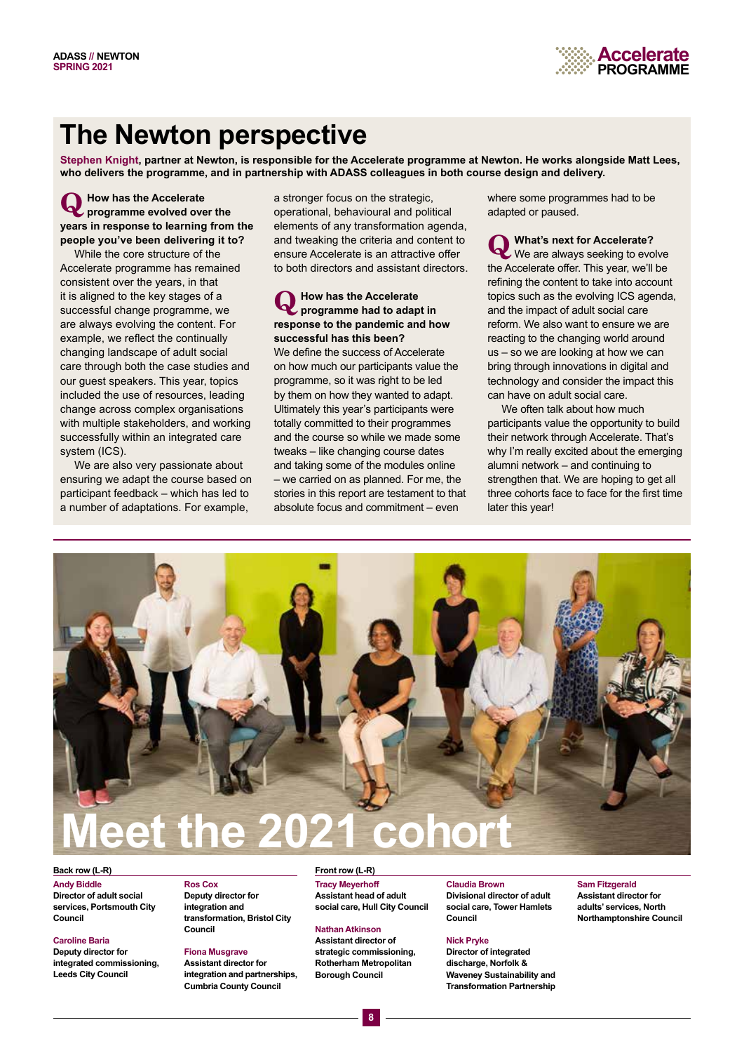# The Newton perspective

**Stephen Knight, partner at Newton, is responsible for the Accelerate programme at Newton. He works alongside Matt Lees, who delivers the programme, and in partnership with ADASS colleagues in both course design and delivery.**

**Q How has the Accelerate programme evolved over the years in response to learning from the people you've been delivering it to?**

While the core structure of the Accelerate programme has remained consistent over the years, in that it is aligned to the key stages of a successful change programme, we are always evolving the content. For example, we reflect the continually changing landscape of adult social care through both the case studies and our guest speakers. This year, topics included the use of resources, leading change across complex organisations with multiple stakeholders, and working successfully within an integrated care system (ICS).

We are also very passionate about ensuring we adapt the course based on participant feedback – which has led to a number of adaptations. For example, a stronger focus on the strategic, operational, behavioural and political elements of any transformation agenda, and tweaking the criteria and content to ensure Accelerate is an attractive offer to both directors and assistant directors.

**Q How has the Accelerate programme had to adapt in response to the pandemic and how successful has this been?**

We define the success of Accelerate on how much our participants value the programme, so it was right to be led by them on how they wanted to adapt. Ultimately this year's participants were totally committed to their programmes and the course so while we made some tweaks – like changing course dates and taking some of the modules online – we carried on as planned. For me, the stories in this report are testament to that absolute focus and commitment – even where some programmes had to be adapted or paused.

**Q What's next for Accelerate?**

We are always seeking to evolve the Accelerate offer. This year, we'll be refining the content to take into account topics such as the evolving ICS agenda, and the impact of adult social care reform. We also want to ensure we are reacting to the changing world around us – so we are looking at how we can bring through innovations in digital and technology and consider the impact this can have on adult social care.

We often talk about how much participants value the opportunity to build their network through Accelerate. That's why I'm really excited about the emerging alumni network – and continuing to strengthen that. We are hoping to get all three cohorts face to face for the first time later this year!

# Meet the 2021 cohort

**Back row (L-R)**

**Andy Biddle**
Director of adult social services, Portsmouth City Council

**Caroline Baria**
Deputy director for integrated commissioning, Leeds City Council

**Ros Cox**
Deputy director for integration and transformation, Bristol City Council

**Fiona Musgrave**
Assistant director for integration and partnerships, Cumbria County Council

**Front row (L-R)**

**Tracy Meyerhoff**
Assistant head of adult social care, Hull City Council

**Nathan Atkinson**
Assistant director of strategic commissioning, Rotherham Metropolitan Borough Council

**Claudia Brown**
Divisional director of adult social care, Tower Hamlets Council

**Nick Pryke**
Director of integrated discharge, Norfolk & Waveney Sustainability and Transformation Partnership

**Sam Fitzgerald**
Assistant director for adults' services, North Northamptonshire Council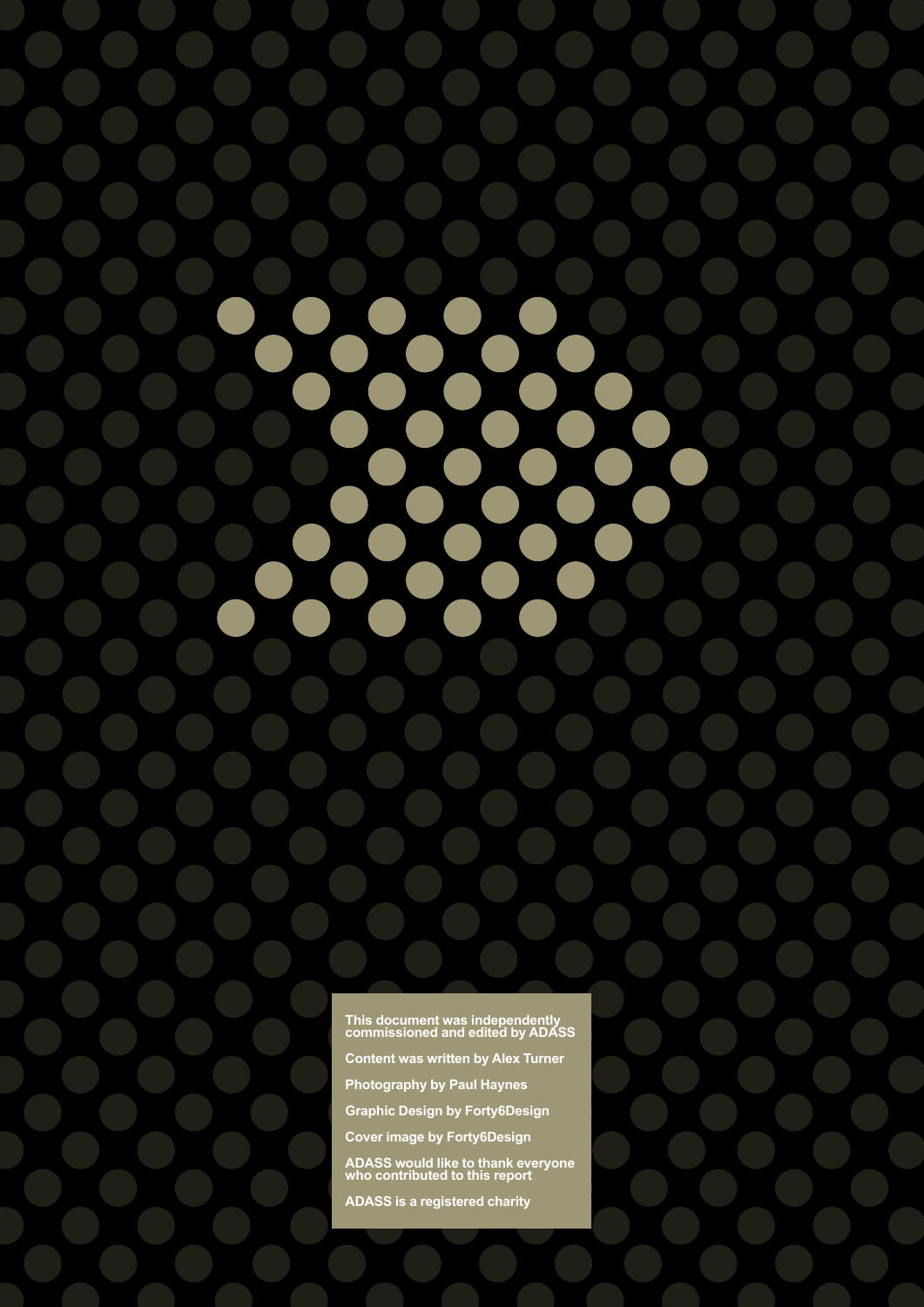This document was independently commissioned and edited by ADASS

Content was written by Alex Turner

Photography by Paul Haynes

Graphic Design by Forty6Design

Cover image by Forty6Design

ADASS would like to thank everyone who contributed to this report

ADASS is a registered charity